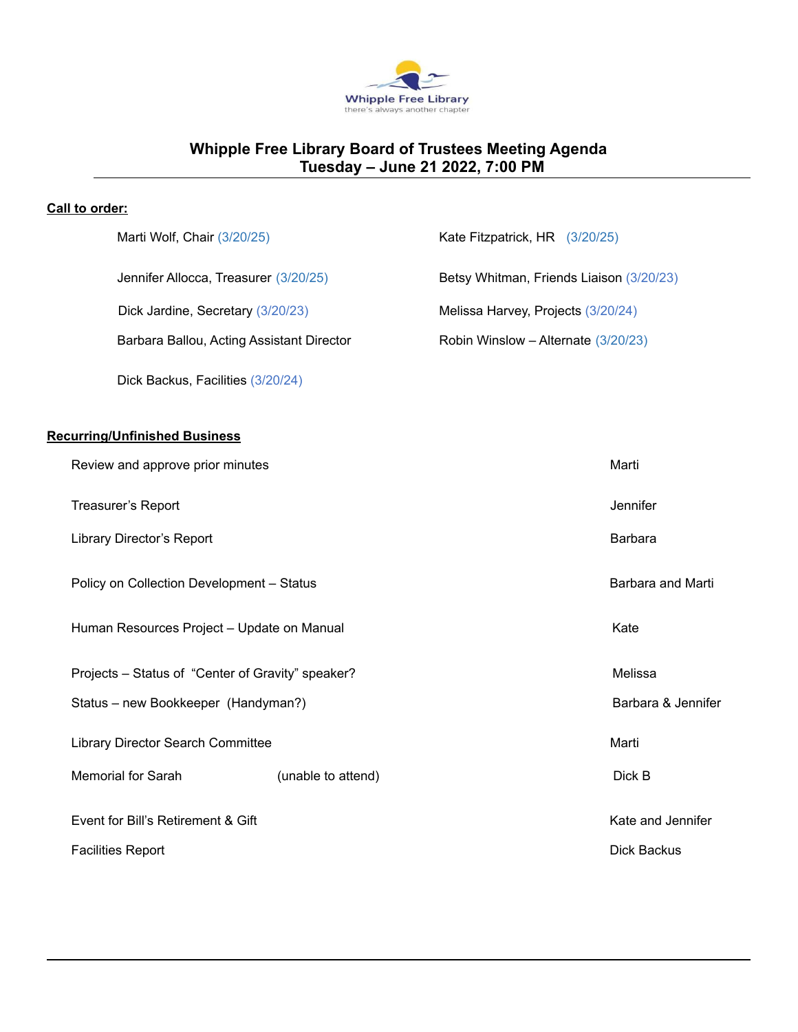Whipple Free Library
there's always another chapter

# Whipple Free Library Board of Trustees Meeting Agenda
## Tuesday – June 21 2022, 7:00 PM

---

**Call to order:**

Marti Wolf, Chair (3/20/25)

Jennifer Allocca, Treasurer (3/20/25)

Dick Jardine, Secretary (3/20/23)

Barbara Ballou, Acting Assistant Director

Dick Backus, Facilities (3/20/24)

Kate Fitzpatrick, HR (3/20/25)

Betsy Whitman, Friends Liaison (3/20/23)

Melissa Harvey, Projects (3/20/24)

Robin Winslow – Alternate (3/20/23)

**Recurring/Unfinished Business**

| Item | Responsible |
|---|---|
| Review and approve prior minutes | Marti |
| Treasurer's Report | Jennifer |
| Library Director's Report | Barbara |
| Policy on Collection Development – Status | Barbara and Marti |
| Human Resources Project – Update on Manual | Kate |
| Projects – Status of "Center of Gravity" speaker? | Melissa |
| Status – new Bookkeeper (Handyman?) | Barbara & Jennifer |
| Library Director Search Committee | Marti |
| Memorial for Sarah (unable to attend) | Dick B |
| Event for Bill's Retirement & Gift | Kate and Jennifer |
| Facilities Report | Dick Backus |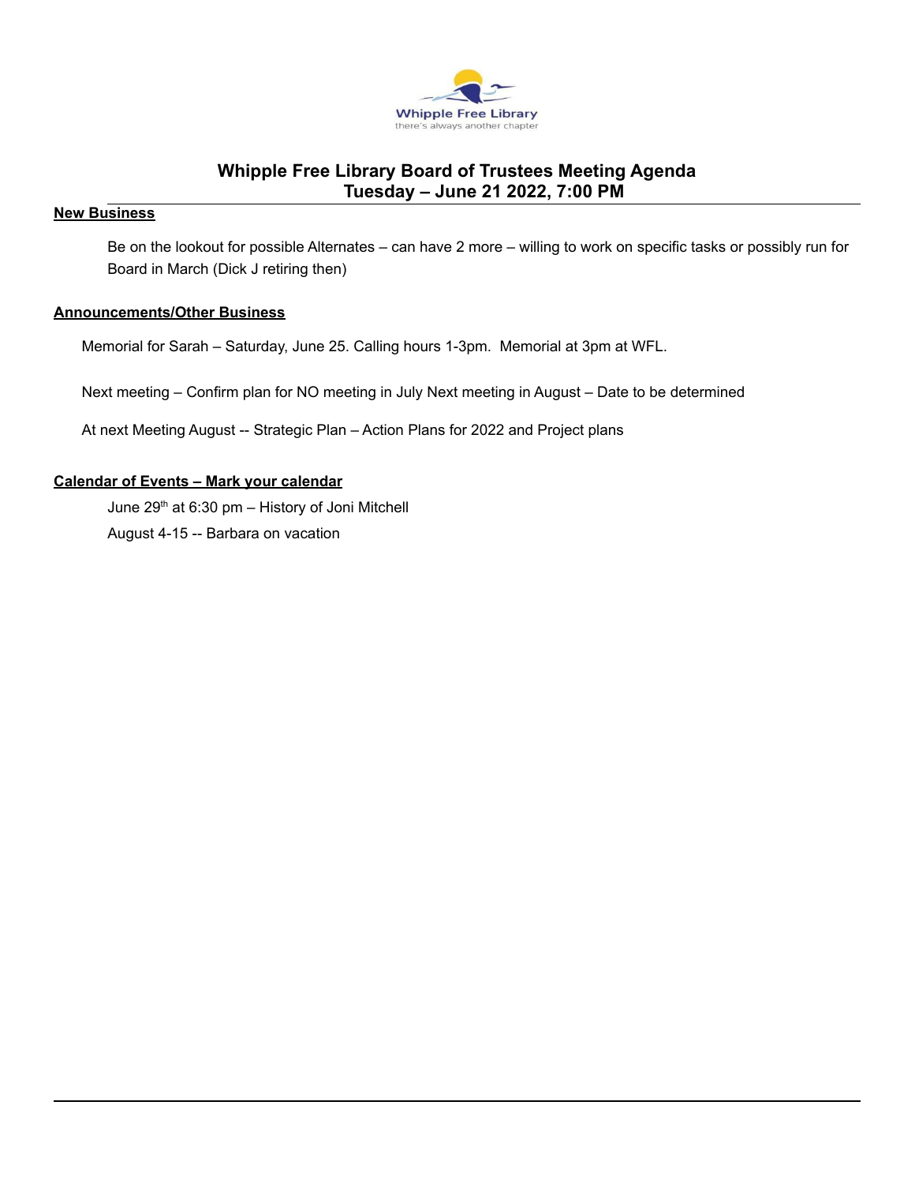# Whipple Free Library Board of Trustees Meeting Agenda
## Tuesday – June 21 2022, 7:00 PM

**New Business**

Be on the lookout for possible Alternates – can have 2 more – willing to work on specific tasks or possibly run for Board in March (Dick J retiring then)

**Announcements/Other Business**

Memorial for Sarah – Saturday, June 25. Calling hours 1-3pm. Memorial at 3pm at WFL.

Next meeting – Confirm plan for NO meeting in July Next meeting in August – Date to be determined

At next Meeting August -- Strategic Plan – Action Plans for 2022 and Project plans

**Calendar of Events – Mark your calendar**

June 29th at 6:30 pm – History of Joni Mitchell

August 4-15 -- Barbara on vacation